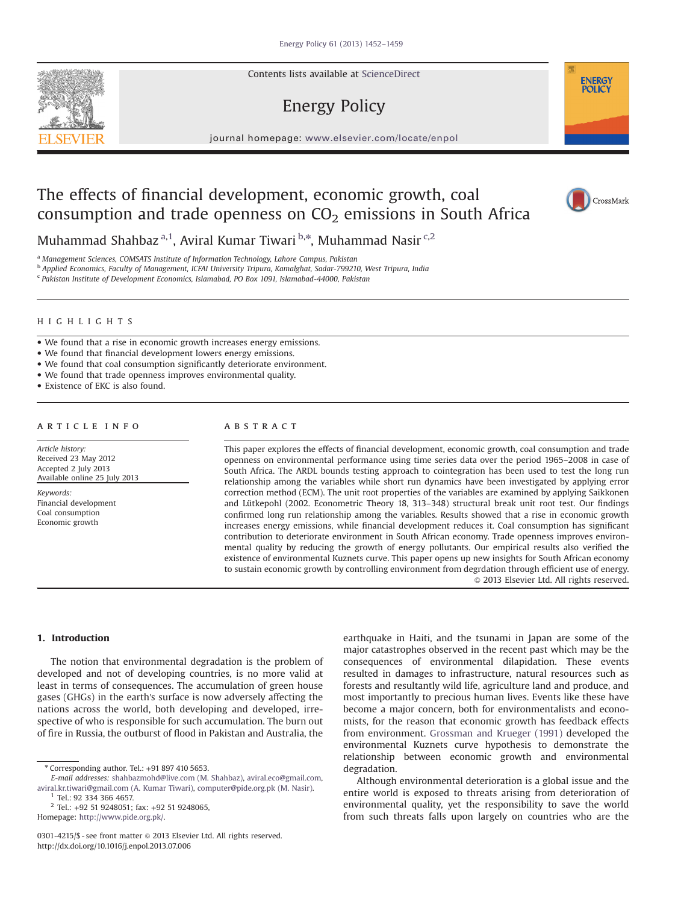# The effects of financial development, economic growth, coal consumption and trade openness on $CO_2$ emissions in South Africa

Muhammad Shahbaz [a,1], Aviral Kumar Tiwari [b,*], Muhammad Nasir [c,2]

[a] Management Sciences, COMSATS Institute of Information Technology, Lahore Campus, Pakistan
[b] Applied Economics, Faculty of Management, ICFAI University Tripura, Kamalghat, Sadar-799210, West Tripura, India
[c] Pakistan Institute of Development Economics, Islamabad, PO Box 1091, Islamabad-44000, Pakistan

## HIGHLIGHTS

- We found that a rise in economic growth increases energy emissions.
- We found that financial development lowers energy emissions.
- We found that coal consumption significantly deteriorate environment.
- We found that trade openness improves environmental quality.
- Existence of EKC is also found.

## ARTICLE INFO

*Article history:*
Received 23 May 2012
Accepted 2 July 2013
Available online 25 July 2013

*Keywords:*
Financial development
Coal consumption
Economic growth

## ABSTRACT

This paper explores the effects of financial development, economic growth, coal consumption and trade openness on environmental performance using time series data over the period 1965–2008 in case of South Africa. The ARDL bounds testing approach to cointegration has been used to test the long run relationship among the variables while short run dynamics have been investigated by applying error correction method (ECM). The unit root properties of the variables are examined by applying Saikkonen and Lütkepohl (2002. Econometric Theory 18, 313–348) structural break unit root test. Our findings confirmed long run relationship among the variables. Results showed that a rise in economic growth increases energy emissions, while financial development reduces it. Coal consumption has significant contribution to deteriorate environment in South African economy. Trade openness improves environmental quality by reducing the growth of energy pollutants. Our empirical results also verified the existence of environmental Kuznets curve. This paper opens up new insights for South African economy to sustain economic growth by controlling environment from degrdation through efficient use of energy.

© 2013 Elsevier Ltd. All rights reserved.

## 1. Introduction

The notion that environmental degradation is the problem of developed and not of developing countries, is no more valid at least in terms of consequences. The accumulation of green house gases (GHGs) in the earth's surface is now adversely affecting the nations across the world, both developing and developed, irrespective of who is responsible for such accumulation. The burn out of fire in Russia, the outburst of flood in Pakistan and Australia, the earthquake in Haiti, and the tsunami in Japan are some of the major catastrophes observed in the recent past which may be the consequences of environmental dilapidation. These events resulted in damages to infrastructure, natural resources such as forests and resultantly wild life, agriculture land and produce, and most importantly to precious human lives. Events like these have become a major concern, both for environmentalists and economists, for the reason that economic growth has feedback effects from environment. Grossman and Krueger (1991) developed the environmental Kuznets curve hypothesis to demonstrate the relationship between economic growth and environmental degradation.

Although environmental deterioration is a global issue and the entire world is exposed to threats arising from deterioration of environmental quality, yet the responsibility to save the world from such threats falls upon largely on countries who are the

* Corresponding author. Tel.: +91 897 410 5653.
*E-mail addresses:* shahbazmohd@live.com (M. Shahbaz), aviral.eco@gmail.com, aviral.kr.tiwari@gmail.com (A. Kumar Tiwari), computer@pide.org.pk (M. Nasir).
[1] Tel.: 92 334 366 4657.
[2] Tel.: +92 51 9248051; fax: +92 51 9248065,
Homepage: http://www.pide.org.pk/.

0301-4215/$ - see front matter © 2013 Elsevier Ltd. All rights reserved.
http://dx.doi.org/10.1016/j.enpol.2013.07.006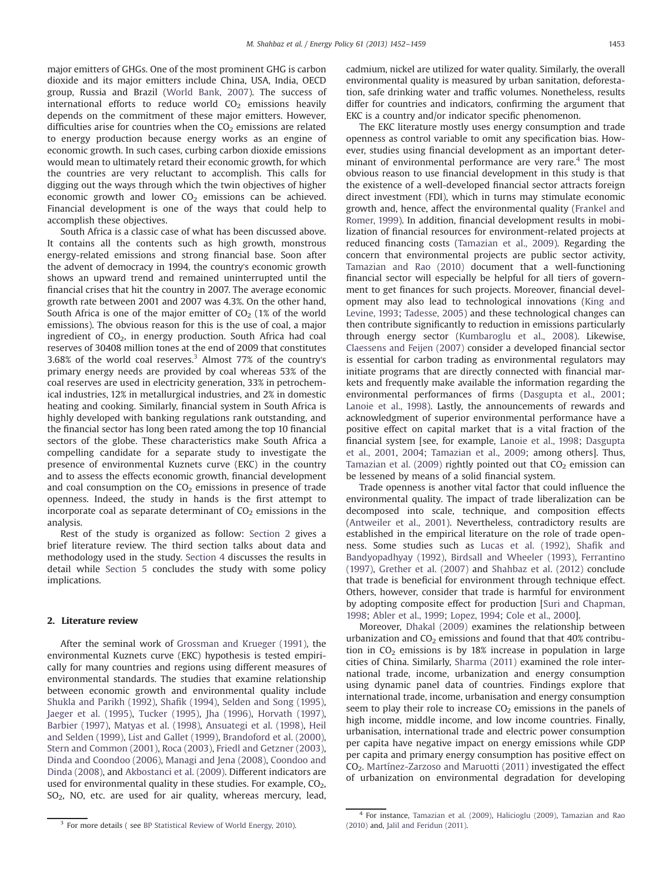major emitters of GHGs. One of the most prominent GHG is carbon dioxide and its major emitters include China, USA, India, OECD group, Russia and Brazil (World Bank, 2007). The success of international efforts to reduce world $CO_2$ emissions heavily depends on the commitment of these major emitters. However, difficulties arise for countries when the $CO_2$ emissions are related to energy production because energy works as an engine of economic growth. In such cases, curbing carbon dioxide emissions would mean to ultimately retard their economic growth, for which the countries are very reluctant to accomplish. This calls for digging out the ways through which the twin objectives of higher economic growth and lower $CO_2$ emissions can be achieved. Financial development is one of the ways that could help to accomplish these objectives.

South Africa is a classic case of what has been discussed above. It contains all the contents such as high growth, monstrous energy-related emissions and strong financial base. Soon after the advent of democracy in 1994, the country's economic growth shows an upward trend and remained uninterrupted until the financial crises that hit the country in 2007. The average economic growth rate between 2001 and 2007 was 4.3%. On the other hand, South Africa is one of the major emitter of $CO_2$ (1% of the world emissions). The obvious reason for this is the use of coal, a major ingredient of $CO_2$, in energy production. South Africa had coal reserves of 30408 million tones at the end of 2009 that constitutes 3.68% of the world coal reserves.[3] Almost 77% of the country's primary energy needs are provided by coal whereas 53% of the coal reserves are used in electricity generation, 33% in petrochemical industries, 12% in metallurgical industries, and 2% in domestic heating and cooking. Similarly, financial system in South Africa is highly developed with banking regulations rank outstanding, and the financial sector has long been rated among the top 10 financial sectors of the globe. These characteristics make South Africa a compelling candidate for a separate study to investigate the presence of environmental Kuznets curve (EKC) in the country and to assess the effects economic growth, financial development and coal consumption on the $CO_2$ emissions in presence of trade openness. Indeed, the study in hands is the first attempt to incorporate coal as separate determinant of $CO_2$ emissions in the analysis.

Rest of the study is organized as follow: Section 2 gives a brief literature review. The third section talks about data and methodology used in the study. Section 4 discusses the results in detail while Section 5 concludes the study with some policy implications.

## 2. Literature review

After the seminal work of Grossman and Krueger (1991), the environmental Kuznets curve (EKC) hypothesis is tested empirically for many countries and regions using different measures of environmental standards. The studies that examine relationship between economic growth and environmental quality include Shukla and Parikh (1992), Shafik (1994), Selden and Song (1995), Jaeger et al. (1995), Tucker (1995), Jha (1996), Horvath (1997), Barbier (1997), Matyas et al. (1998), Ansuategi et al. (1998), Heil and Selden (1999), List and Gallet (1999), Brandoford et al. (2000), Stern and Common (2001), Roca (2003), Friedl and Getzner (2003), Dinda and Coondoo (2006), Managi and Jena (2008), Coondoo and Dinda (2008), and Akbostanci et al. (2009). Different indicators are used for environmental quality in these studies. For example, $CO_2$, $SO_2$, NO, etc. are used for air quality, whereas mercury, lead, cadmium, nickel are utilized for water quality. Similarly, the overall environmental quality is measured by urban sanitation, deforestation, safe drinking water and traffic volumes. Nonetheless, results differ for countries and indicators, confirming the argument that EKC is a country and/or indicator specific phenomenon.

The EKC literature mostly uses energy consumption and trade openness as control variable to omit any specification bias. However, studies using financial development as an important determinant of environmental performance are very rare.[4] The most obvious reason to use financial development in this study is that the existence of a well-developed financial sector attracts foreign direct investment (FDI), which in turns may stimulate economic growth and, hence, affect the environmental quality (Frankel and Romer, 1999). In addition, financial development results in mobilization of financial resources for environment-related projects at reduced financing costs (Tamazian et al., 2009). Regarding the concern that environmental projects are public sector activity, Tamazian and Rao (2010) document that a well-functioning financial sector will especially be helpful for all tiers of government to get finances for such projects. Moreover, financial development may also lead to technological innovations (King and Levine, 1993; Tadesse, 2005) and these technological changes can then contribute significantly to reduction in emissions particularly through energy sector (Kumbaroglu et al., 2008). Likewise, Claessens and Feijen (2007) consider a developed financial sector is essential for carbon trading as environmental regulators may initiate programs that are directly connected with financial markets and frequently make available the information regarding the environmental performances of firms (Dasgupta et al., 2001; Lanoie et al., 1998). Lastly, the announcements of rewards and acknowledgment of superior environmental performance have a positive effect on capital market that is a vital fraction of the financial system [see, for example, Lanoie et al., 1998; Dasgupta et al., 2001, 2004; Tamazian et al., 2009; among others]. Thus, Tamazian et al. (2009) rightly pointed out that $CO_2$ emission can be lessened by means of a solid financial system.

Trade openness is another vital factor that could influence the environmental quality. The impact of trade liberalization can be decomposed into scale, technique, and composition effects (Antweiler et al., 2001). Nevertheless, contradictory results are established in the empirical literature on the role of trade openness. Some studies such as Lucas et al. (1992), Shafik and Bandyopadhyay (1992), Birdsall and Wheeler (1993), Ferrantino (1997), Grether et al. (2007) and Shahbaz et al. (2012) conclude that trade is beneficial for environment through technique effect. Others, however, consider that trade is harmful for environment by adopting composite effect for production [Suri and Chapman, 1998; Abler et al., 1999; Lopez, 1994; Cole et al., 2000].

Moreover, Dhakal (2009) examines the relationship between urbanization and $CO_2$ emissions and found that that 40% contribution in $CO_2$ emissions is by 18% increase in population in large cities of China. Similarly, Sharma (2011) examined the role international trade, income, urbanization and energy consumption using dynamic panel data of countries. Findings explore that international trade, income, urbanisation and energy consumption seem to play their role to increase $CO_2$ emissions in the panels of high income, middle income, and low income countries. Finally, urbanisation, international trade and electric power consumption per capita have negative impact on energy emissions while GDP per capita and primary energy consumption has positive effect on $CO_2$. Martínez-Zarzoso and Maruotti (2011) investigated the effect of urbanization on environmental degradation for developing

[3] For more details ( see BP Statistical Review of World Energy, 2010).

[4] For instance, Tamazian et al. (2009), Halicioglu (2009), Tamazian and Rao (2010) and, Jalil and Feridun (2011).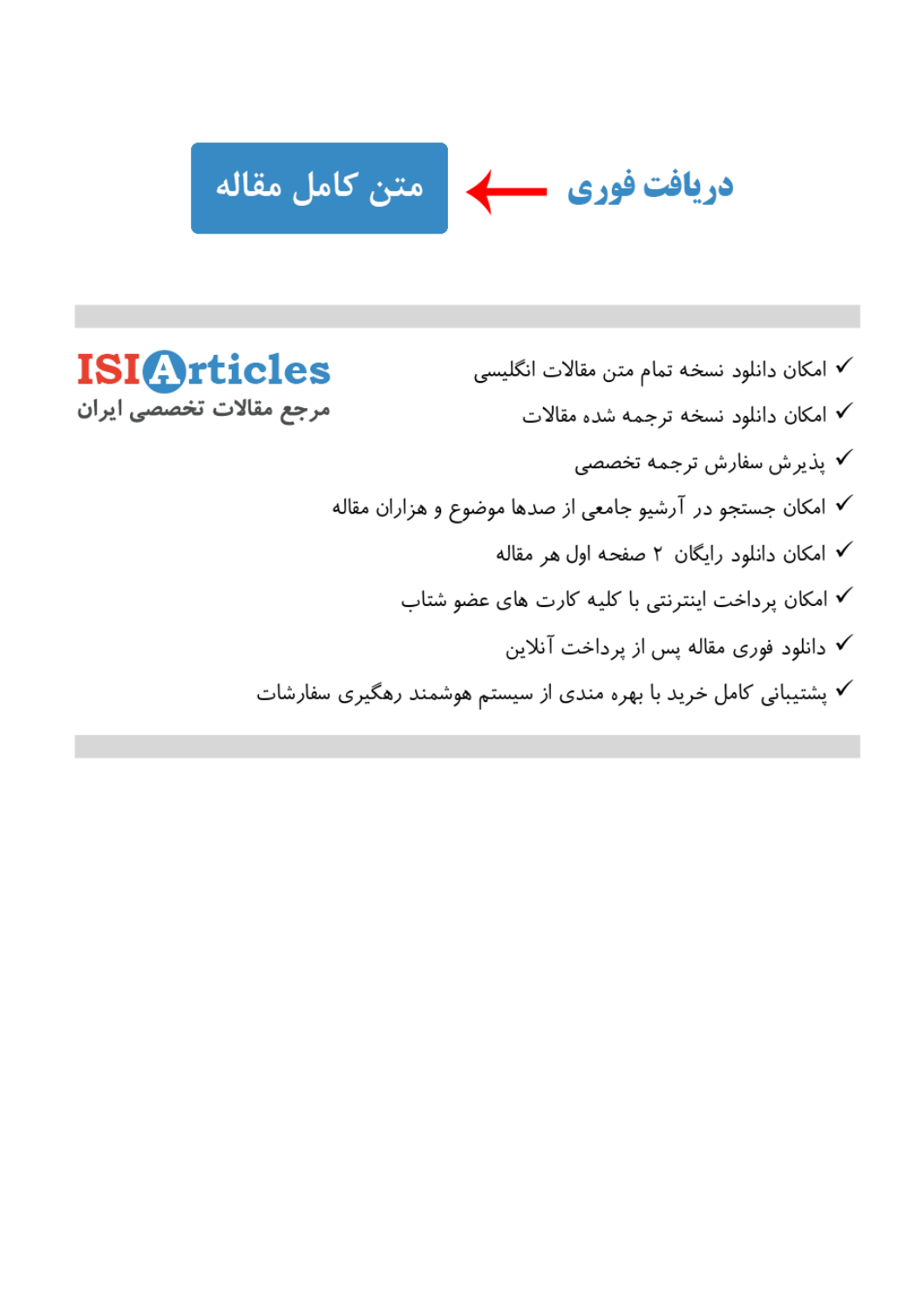دریافت فوری ← متن کامل مقاله

**ISIArticles**
مرجع مقالات تخصصی ایران

- ✓ امکان دانلود نسخه تمام متن مقالات انگلیسی
- ✓ امکان دانلود نسخه ترجمه شده مقالات
- ✓ پذیرش سفارش ترجمه تخصصی
- ✓ امکان جستجو در آرشیو جامعی از صدها موضوع و هزاران مقاله
- ✓ امکان دانلود رایگان ۲ صفحه اول هر مقاله
- ✓ امکان پرداخت اینترنتی با کلیه کارت های عضو شتاب
- ✓ دانلود فوری مقاله پس از پرداخت آنلاین
- ✓ پشتیبانی کامل خرید با بهره مندی از سیستم هوشمند رهگیری سفارشات